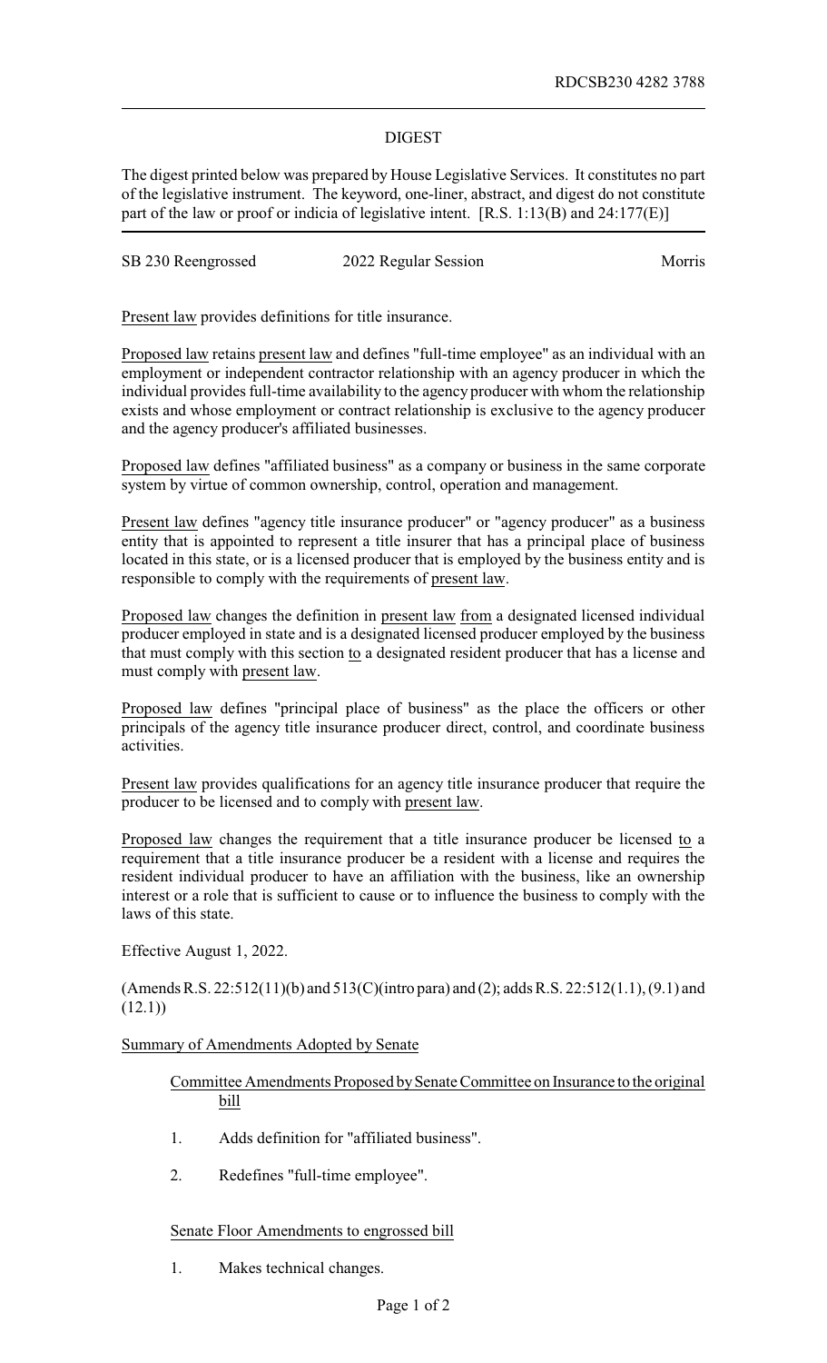RDCSB230 4282 3788

# DIGEST

The digest printed below was prepared by House Legislative Services. It constitutes no part of the legislative instrument. The keyword, one-liner, abstract, and digest do not constitute part of the law or proof or indicia of legislative intent. [R.S. 1:13(B) and 24:177(E)]

SB 230 Reengrossed 2022 Regular Session Morris

Present law provides definitions for title insurance.

Proposed law retains present law and defines "full-time employee" as an individual with an employment or independent contractor relationship with an agency producer in which the individual provides full-time availability to the agency producer with whom the relationship exists and whose employment or contract relationship is exclusive to the agency producer and the agency producer's affiliated businesses.

Proposed law defines "affiliated business" as a company or business in the same corporate system by virtue of common ownership, control, operation and management.

Present law defines "agency title insurance producer" or "agency producer" as a business entity that is appointed to represent a title insurer that has a principal place of business located in this state, or is a licensed producer that is employed by the business entity and is responsible to comply with the requirements of present law.

Proposed law changes the definition in present law from a designated licensed individual producer employed in state and is a designated licensed producer employed by the business that must comply with this section to a designated resident producer that has a license and must comply with present law.

Proposed law defines "principal place of business" as the place the officers or other principals of the agency title insurance producer direct, control, and coordinate business activities.

Present law provides qualifications for an agency title insurance producer that require the producer to be licensed and to comply with present law.

Proposed law changes the requirement that a title insurance producer be licensed to a requirement that a title insurance producer be a resident with a license and requires the resident individual producer to have an affiliation with the business, like an ownership interest or a role that is sufficient to cause or to influence the business to comply with the laws of this state.

Effective August 1, 2022.

(Amends R.S. 22:512(11)(b) and 513(C)(intro para) and (2); adds R.S. 22:512(1.1), (9.1) and (12.1))

Summary of Amendments Adopted by Senate

Committee Amendments Proposed by Senate Committee on Insurance to the original bill

1. Adds definition for "affiliated business".
2. Redefines "full-time employee".

Senate Floor Amendments to engrossed bill

1. Makes technical changes.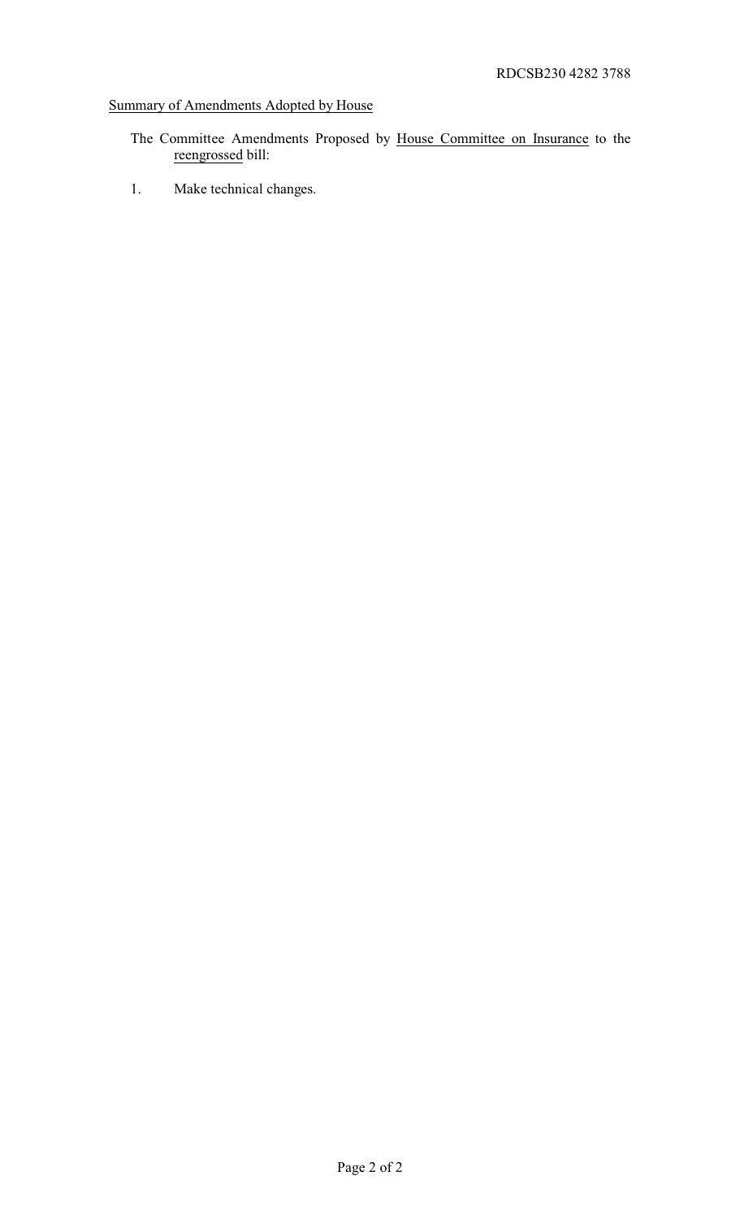RDCSB230 4282 3788

Summary of Amendments Adopted by House

The Committee Amendments Proposed by House Committee on Insurance to the reengrossed bill:

1. Make technical changes.